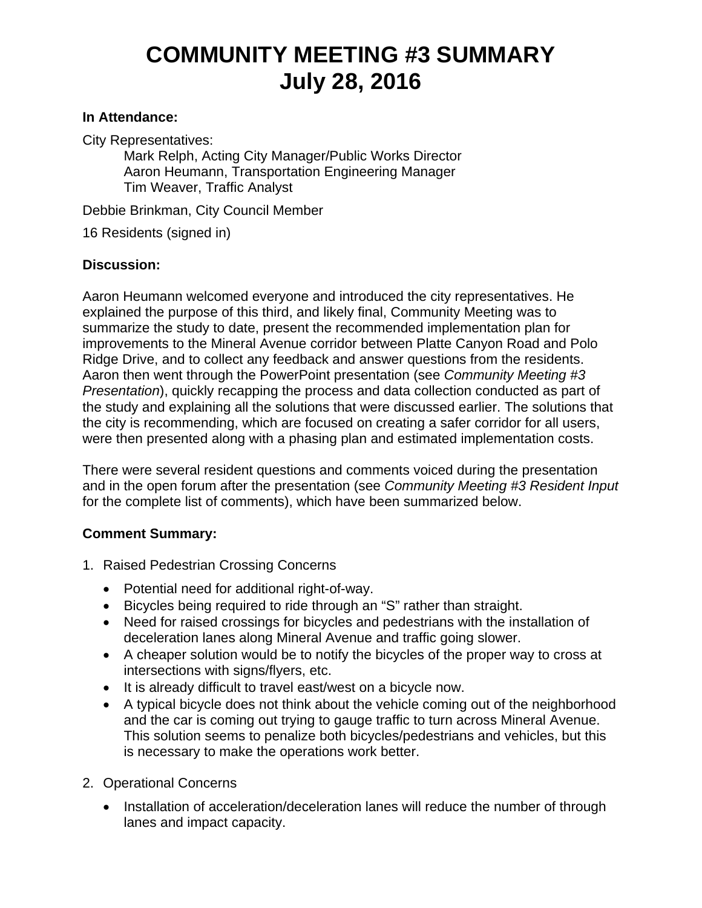# COMMUNITY MEETING #3 SUMMARY
# July 28, 2016

**In Attendance:**

City Representatives:

Mark Relph, Acting City Manager/Public Works Director
Aaron Heumann, Transportation Engineering Manager
Tim Weaver, Traffic Analyst

Debbie Brinkman, City Council Member

16 Residents (signed in)

**Discussion:**

Aaron Heumann welcomed everyone and introduced the city representatives. He explained the purpose of this third, and likely final, Community Meeting was to summarize the study to date, present the recommended implementation plan for improvements to the Mineral Avenue corridor between Platte Canyon Road and Polo Ridge Drive, and to collect any feedback and answer questions from the residents. Aaron then went through the PowerPoint presentation (see *Community Meeting #3 Presentation*), quickly recapping the process and data collection conducted as part of the study and explaining all the solutions that were discussed earlier. The solutions that the city is recommending, which are focused on creating a safer corridor for all users, were then presented along with a phasing plan and estimated implementation costs.

There were several resident questions and comments voiced during the presentation and in the open forum after the presentation (see *Community Meeting #3 Resident Input* for the complete list of comments), which have been summarized below.

**Comment Summary:**

1. Raised Pedestrian Crossing Concerns
   - Potential need for additional right-of-way.
   - Bicycles being required to ride through an "S" rather than straight.
   - Need for raised crossings for bicycles and pedestrians with the installation of deceleration lanes along Mineral Avenue and traffic going slower.
   - A cheaper solution would be to notify the bicycles of the proper way to cross at intersections with signs/flyers, etc.
   - It is already difficult to travel east/west on a bicycle now.
   - A typical bicycle does not think about the vehicle coming out of the neighborhood and the car is coming out trying to gauge traffic to turn across Mineral Avenue. This solution seems to penalize both bicycles/pedestrians and vehicles, but this is necessary to make the operations work better.

2. Operational Concerns
   - Installation of acceleration/deceleration lanes will reduce the number of through lanes and impact capacity.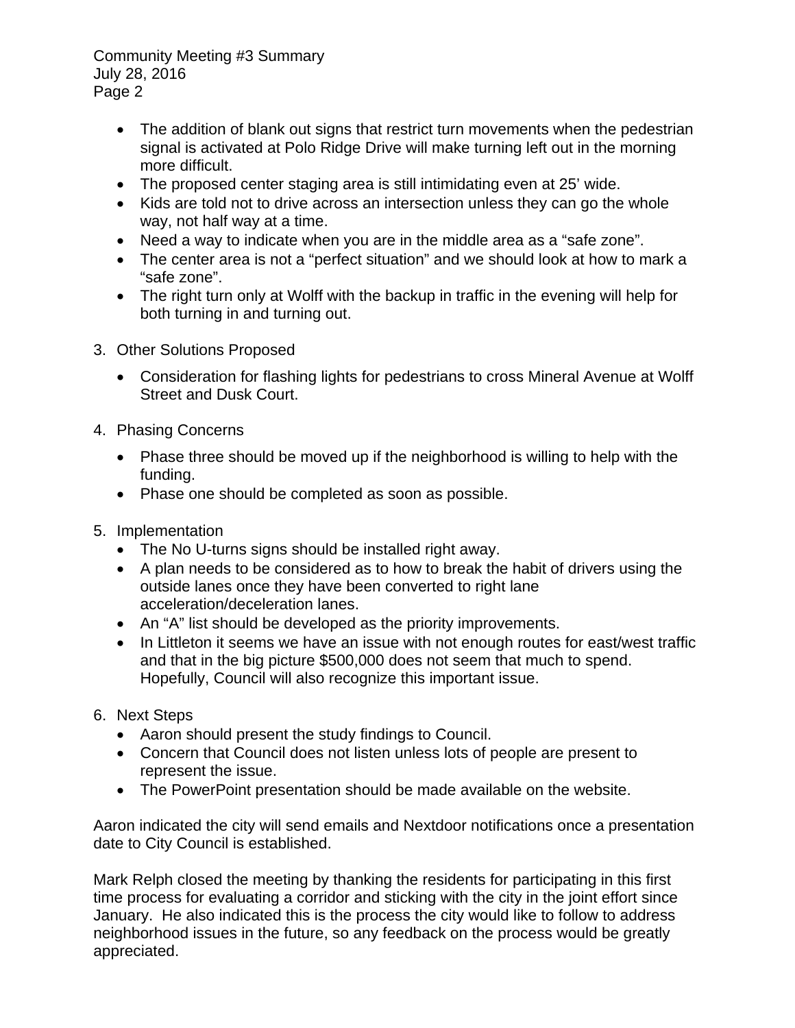- The addition of blank out signs that restrict turn movements when the pedestrian signal is activated at Polo Ridge Drive will make turning left out in the morning more difficult.
- The proposed center staging area is still intimidating even at 25' wide.
- Kids are told not to drive across an intersection unless they can go the whole way, not half way at a time.
- Need a way to indicate when you are in the middle area as a "safe zone".
- The center area is not a "perfect situation" and we should look at how to mark a "safe zone".
- The right turn only at Wolff with the backup in traffic in the evening will help for both turning in and turning out.

3. Other Solutions Proposed

   - Consideration for flashing lights for pedestrians to cross Mineral Avenue at Wolff Street and Dusk Court.

4. Phasing Concerns

   - Phase three should be moved up if the neighborhood is willing to help with the funding.
   - Phase one should be completed as soon as possible.

5. Implementation
   - The No U-turns signs should be installed right away.
   - A plan needs to be considered as to how to break the habit of drivers using the outside lanes once they have been converted to right lane acceleration/deceleration lanes.
   - An "A" list should be developed as the priority improvements.
   - In Littleton it seems we have an issue with not enough routes for east/west traffic and that in the big picture $500,000 does not seem that much to spend. Hopefully, Council will also recognize this important issue.

6. Next Steps
   - Aaron should present the study findings to Council.
   - Concern that Council does not listen unless lots of people are present to represent the issue.
   - The PowerPoint presentation should be made available on the website.

Aaron indicated the city will send emails and Nextdoor notifications once a presentation date to City Council is established.

Mark Relph closed the meeting by thanking the residents for participating in this first time process for evaluating a corridor and sticking with the city in the joint effort since January. He also indicated this is the process the city would like to follow to address neighborhood issues in the future, so any feedback on the process would be greatly appreciated.